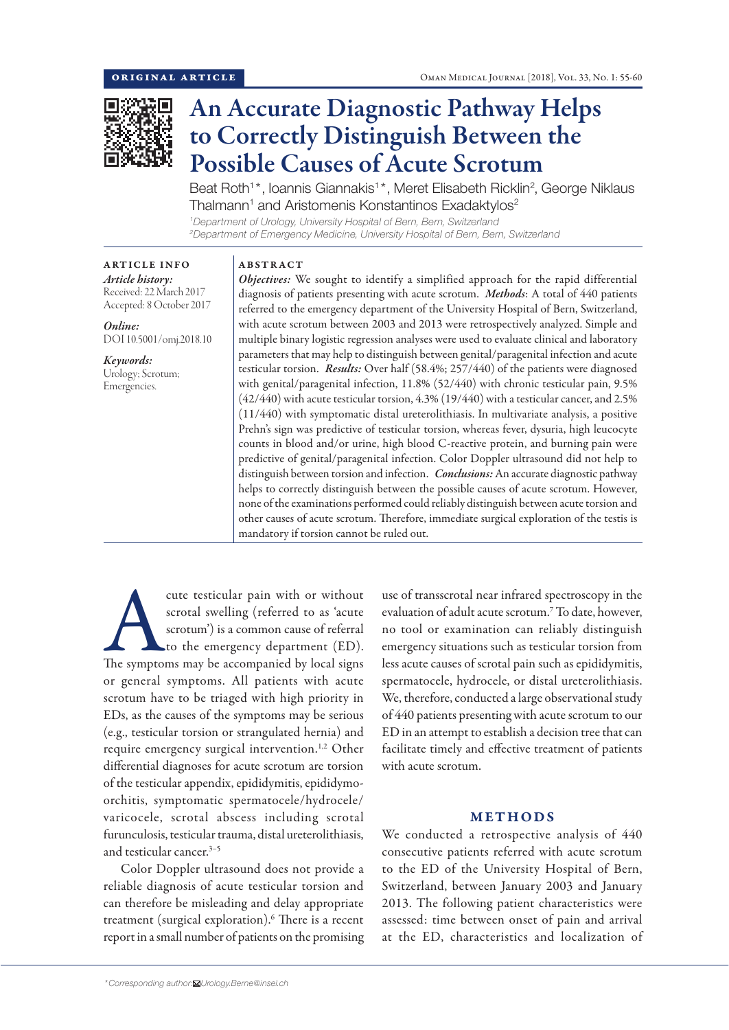ORIGINAL ARTICLE

# An Accurate Diagnostic Pathway Helps to Correctly Distinguish Between the Possible Causes of Acute Scrotum

Beat Roth[1]*, Ioannis Giannakis[1]*, Meret Elisabeth Ricklin[2], George Niklaus Thalmann[1] and Aristomenis Konstantinos Exadaktylos[2]

[1]*Department of Urology, University Hospital of Bern, Bern, Switzerland*
[2]*Department of Emergency Medicine, University Hospital of Bern, Bern, Switzerland*

**ARTICLE INFO**

***Article history:***
Received: 22 March 2017
Accepted: 8 October 2017

***Online:***
DOI 10.5001/omj.2018.10

***Keywords:***
Urology; Scrotum; Emergencies.

**ABSTRACT**

***Objectives:*** We sought to identify a simplified approach for the rapid differential diagnosis of patients presenting with acute scrotum. ***Methods***: A total of 440 patients referred to the emergency department of the University Hospital of Bern, Switzerland, with acute scrotum between 2003 and 2013 were retrospectively analyzed. Simple and multiple binary logistic regression analyses were used to evaluate clinical and laboratory parameters that may help to distinguish between genital/paragenital infection and acute testicular torsion. ***Results:*** Over half (58.4%; 257/440) of the patients were diagnosed with genital/paragenital infection, 11.8% (52/440) with chronic testicular pain, 9.5% (42/440) with acute testicular torsion, 4.3% (19/440) with a testicular cancer, and 2.5% (11/440) with symptomatic distal ureterolithiasis. In multivariate analysis, a positive Prehn's sign was predictive of testicular torsion, whereas fever, dysuria, high leucocyte counts in blood and/or urine, high blood C-reactive protein, and burning pain were predictive of genital/paragenital infection. Color Doppler ultrasound did not help to distinguish between torsion and infection. ***Conclusions:*** An accurate diagnostic pathway helps to correctly distinguish between the possible causes of acute scrotum. However, none of the examinations performed could reliably distinguish between acute torsion and other causes of acute scrotum. Therefore, immediate surgical exploration of the testis is mandatory if torsion cannot be ruled out.

Acute testicular pain with or without scrotal swelling (referred to as 'acute scrotum') is a common cause of referral to the emergency department (ED). The symptoms may be accompanied by local signs or general symptoms. All patients with acute scrotum have to be triaged with high priority in EDs, as the causes of the symptoms may be serious (e.g., testicular torsion or strangulated hernia) and require emergency surgical intervention.[1,2] Other differential diagnoses for acute scrotum are torsion of the testicular appendix, epididymitis, epididymo-orchitis, symptomatic spermatocele/hydrocele/varicocele, scrotal abscess including scrotal furunculosis, testicular trauma, distal ureterolithiasis, and testicular cancer.[3–5]

Color Doppler ultrasound does not provide a reliable diagnosis of acute testicular torsion and can therefore be misleading and delay appropriate treatment (surgical exploration).[6] There is a recent report in a small number of patients on the promising use of transscrotal near infrared spectroscopy in the evaluation of adult acute scrotum.[7] To date, however, no tool or examination can reliably distinguish emergency situations such as testicular torsion from less acute causes of scrotal pain such as epididymitis, spermatocele, hydrocele, or distal ureterolithiasis. We, therefore, conducted a large observational study of 440 patients presenting with acute scrotum to our ED in an attempt to establish a decision tree that can facilitate timely and effective treatment of patients with acute scrotum.

## METHODS

We conducted a retrospective analysis of 440 consecutive patients referred with acute scrotum to the ED of the University Hospital of Bern, Switzerland, between January 2003 and January 2013. The following patient characteristics were assessed: time between onset of pain and arrival at the ED, characteristics and localization of

*Corresponding author: Urology.Berne@insel.ch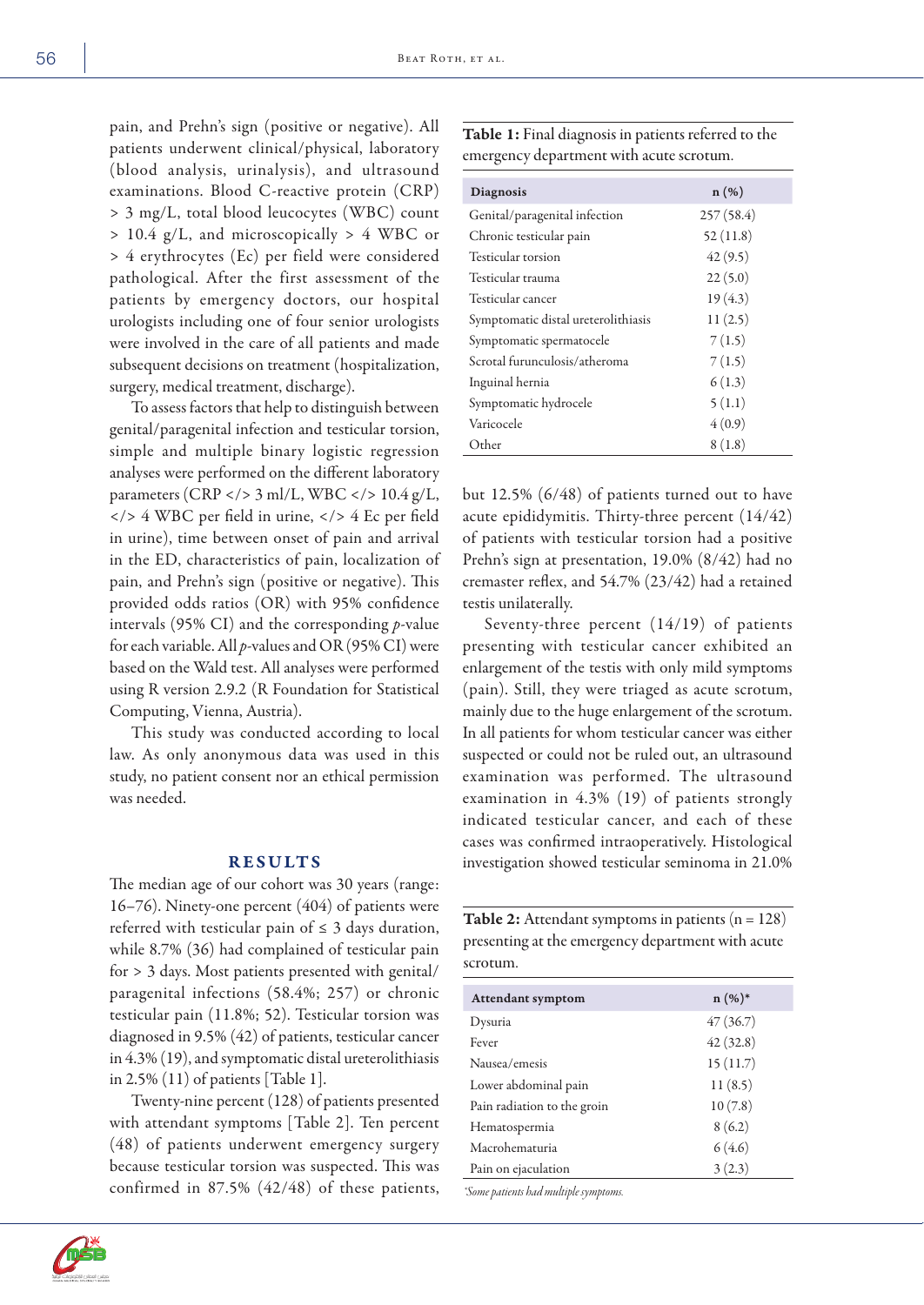pain, and Prehn's sign (positive or negative). All patients underwent clinical/physical, laboratory (blood analysis, urinalysis), and ultrasound examinations. Blood C-reactive protein (CRP) > 3 mg/L, total blood leucocytes (WBC) count > 10.4 g/L, and microscopically > 4 WBC or > 4 erythrocytes (Ec) per field were considered pathological. After the first assessment of the patients by emergency doctors, our hospital urologists including one of four senior urologists were involved in the care of all patients and made subsequent decisions on treatment (hospitalization, surgery, medical treatment, discharge).

To assess factors that help to distinguish between genital/paragenital infection and testicular torsion, simple and multiple binary logistic regression analyses were performed on the different laboratory parameters (CRP </> 3 ml/L, WBC </> 10.4 g/L, </> 4 WBC per field in urine, </> 4 Ec per field in urine), time between onset of pain and arrival in the ED, characteristics of pain, localization of pain, and Prehn's sign (positive or negative). This provided odds ratios (OR) with 95% confidence intervals (95% CI) and the corresponding *p*-value for each variable. All *p*-values and OR (95% CI) were based on the Wald test. All analyses were performed using R version 2.9.2 (R Foundation for Statistical Computing, Vienna, Austria).

This study was conducted according to local law. As only anonymous data was used in this study, no patient consent nor an ethical permission was needed.

## RESULTS

The median age of our cohort was 30 years (range: 16–76). Ninety-one percent (404) of patients were referred with testicular pain of ≤ 3 days duration, while 8.7% (36) had complained of testicular pain for > 3 days. Most patients presented with genital/paragenital infections (58.4%; 257) or chronic testicular pain (11.8%; 52). Testicular torsion was diagnosed in 9.5% (42) of patients, testicular cancer in 4.3% (19), and symptomatic distal ureterolithiasis in 2.5% (11) of patients [Table 1].

**Table 1:** Final diagnosis in patients referred to the emergency department with acute scrotum.

| Diagnosis | n (%) |
|---|---|
| Genital/paragenital infection | 257 (58.4) |
| Chronic testicular pain | 52 (11.8) |
| Testicular torsion | 42 (9.5) |
| Testicular trauma | 22 (5.0) |
| Testicular cancer | 19 (4.3) |
| Symptomatic distal ureterolithiasis | 11 (2.5) |
| Symptomatic spermatocele | 7 (1.5) |
| Scrotal furunculosis/atheroma | 7 (1.5) |
| Inguinal hernia | 6 (1.3) |
| Symptomatic hydrocele | 5 (1.1) |
| Varicocele | 4 (0.9) |
| Other | 8 (1.8) |

Twenty-nine percent (128) of patients presented with attendant symptoms [Table 2]. Ten percent (48) of patients underwent emergency surgery because testicular torsion was suspected. This was confirmed in 87.5% (42/48) of these patients, but 12.5% (6/48) of patients turned out to have acute epididymitis. Thirty-three percent (14/42) of patients with testicular torsion had a positive Prehn's sign at presentation, 19.0% (8/42) had no cremaster reflex, and 54.7% (23/42) had a retained testis unilaterally.

Seventy-three percent (14/19) of patients presenting with testicular cancer exhibited an enlargement of the testis with only mild symptoms (pain). Still, they were triaged as acute scrotum, mainly due to the huge enlargement of the scrotum. In all patients for whom testicular cancer was either suspected or could not be ruled out, an ultrasound examination was performed. The ultrasound examination in 4.3% (19) of patients strongly indicated testicular cancer, and each of these cases was confirmed intraoperatively. Histological investigation showed testicular seminoma in 21.0%

**Table 2:** Attendant symptoms in patients (n = 128) presenting at the emergency department with acute scrotum.

| Attendant symptom | n (%)* |
|---|---|
| Dysuria | 47 (36.7) |
| Fever | 42 (32.8) |
| Nausea/emesis | 15 (11.7) |
| Lower abdominal pain | 11 (8.5) |
| Pain radiation to the groin | 10 (7.8) |
| Hematospermia | 8 (6.2) |
| Macrohematuria | 6 (4.6) |
| Pain on ejaculation | 3 (2.3) |

*Some patients had multiple symptoms.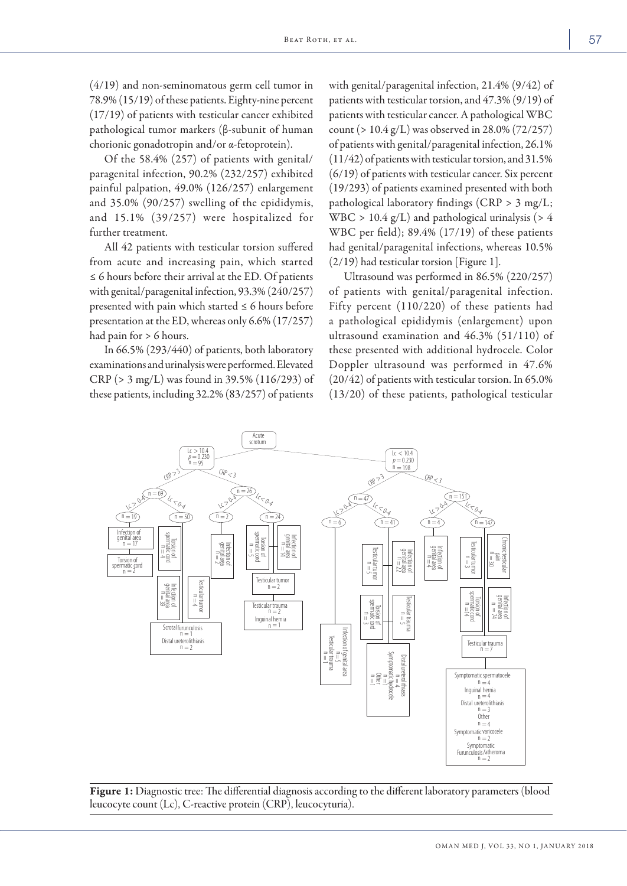(4/19) and non-seminomatous germ cell tumor in 78.9% (15/19) of these patients. Eighty-nine percent (17/19) of patients with testicular cancer exhibited pathological tumor markers (β-subunit of human chorionic gonadotropin and/or α-fetoprotein).

Of the 58.4% (257) of patients with genital/paragenital infection, 90.2% (232/257) exhibited painful palpation, 49.0% (126/257) enlargement and 35.0% (90/257) swelling of the epididymis, and 15.1% (39/257) were hospitalized for further treatment.

All 42 patients with testicular torsion suffered from acute and increasing pain, which started ≤ 6 hours before their arrival at the ED. Of patients with genital/paragenital infection, 93.3% (240/257) presented with pain which started ≤ 6 hours before presentation at the ED, whereas only 6.6% (17/257) had pain for > 6 hours.

In 66.5% (293/440) of patients, both laboratory examinations and urinalysis were performed. Elevated CRP (> 3 mg/L) was found in 39.5% (116/293) of these patients, including 32.2% (83/257) of patients with genital/paragenital infection, 21.4% (9/42) of patients with testicular torsion, and 47.3% (9/19) of patients with testicular cancer. A pathological WBC count (> 10.4 g/L) was observed in 28.0% (72/257) of patients with genital/paragenital infection, 26.1% (11/42) of patients with testicular torsion, and 31.5% (6/19) of patients with testicular cancer. Six percent (19/293) of patients examined presented with both pathological laboratory findings (CRP > 3 mg/L; WBC > 10.4 g/L) and pathological urinalysis (> 4 WBC per field); 89.4% (17/19) of these patients had genital/paragenital infections, whereas 10.5% (2/19) had testicular torsion [Figure 1].

Ultrasound was performed in 86.5% (220/257) of patients with genital/paragenital infection. Fifty percent (110/220) of these patients had a pathological epididymis (enlargement) upon ultrasound examination and 46.3% (51/110) of these presented with additional hydrocele. Color Doppler ultrasound was performed in 47.6% (20/42) of patients with testicular torsion. In 65.0% (13/20) of these patients, pathological testicular

Acute scrotum

Lc > 10.4
p = 0.230
n = 95

Lc < 10.4
p = 0.230
n = 198

CRP > 3
CRP < 3
n = 69
n = 26
n = 47
n = 151

Lc > 0-4
Lc < 0-4
n = 19
n = 50
n = 2
n = 24
n = 6
n = 41
n = 4
n = 147

Infection of genital area n = 17
Torsion of spermatic cord n = 2
Torsion of spermatic cord n = 4
Infection of genital area n = 39
Testicular tumor n = 4
Scrotal furunculosis n = 1
Distal ureterolithiasis n = 2
Infection of genital area n = 2
Torsion of spermatic cord n = 5
Infection of genital area n = 14
Testicular tumor n = 2
Testicular trauma n = 2
Inguinal hernia n = 1
Infection of genital area n = 5
Testicular trauma n = 1
Testicular tumor n = 5
Infection of genital area n = 22
Torsion of spermatic cord n = 3
Testicular trauma n = 5
Distal ureterolithiasis n = 4
Symptomatic hydrocele n = 1
Other n = 1
Infection of genital area n = 4
Testicular tumor n = 3
Chronic testicular pain n = 30
Torsion of spermatic cord n = 14
Infection of genital area n = 74
Testicular trauma n = 7
Symptomatic spermatocele n = 4
Inguinal hernia n = 4
Distal ureterolithiasis n = 3
Other n = 4
Symptomatic varicocele n = 2
Symptomatic Furunculosis/atheroma n = 2

**Figure 1:** Diagnostic tree: The differential diagnosis according to the different laboratory parameters (blood leucocyte count (Lc), C-reactive protein (CRP), leucocyturia).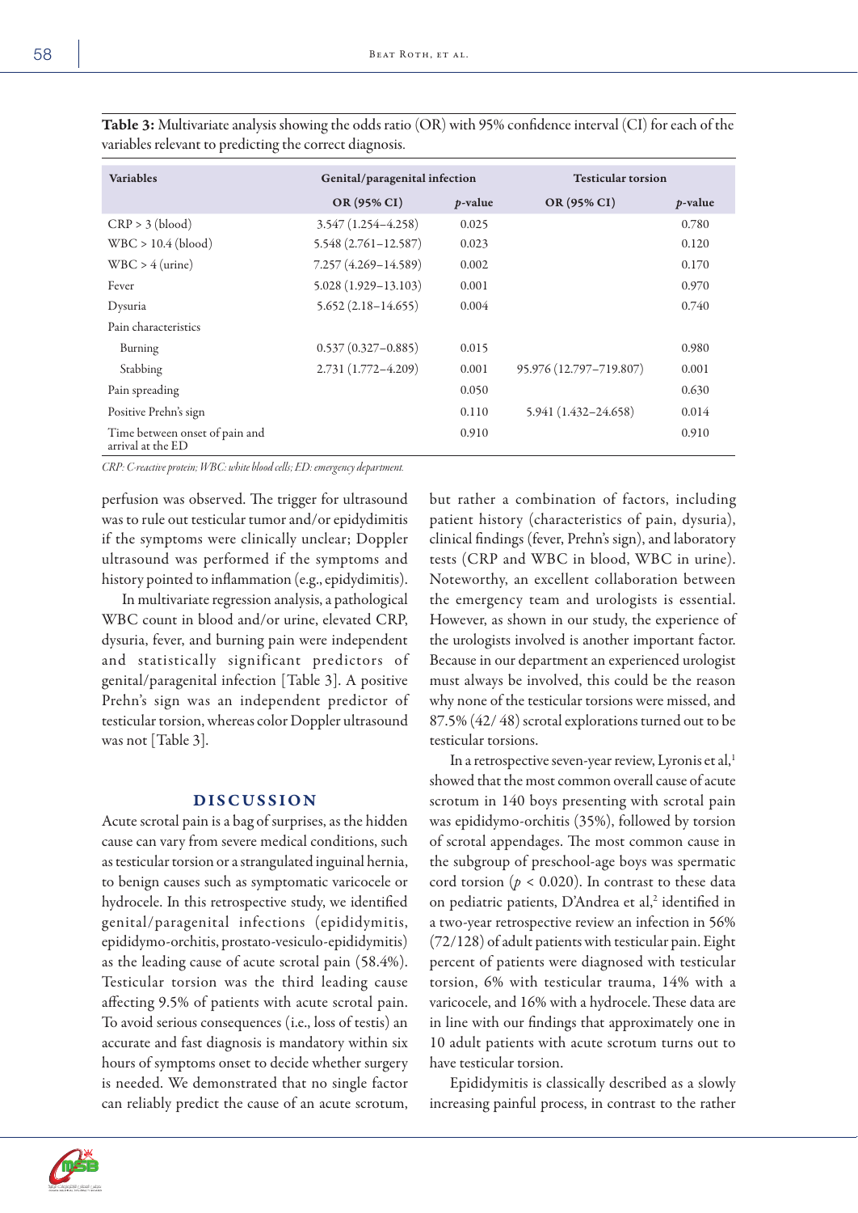**Table 3:** Multivariate analysis showing the odds ratio (OR) with 95% confidence interval (CI) for each of the variables relevant to predicting the correct diagnosis.

| Variables | Genital/paragenital infection | | Testicular torsion | |
|---|---|---|---|---|
| | OR (95% CI) | $p$-value | OR (95% CI) | $p$-value |
| CRP > 3 (blood) | 3.547 (1.254–4.258) | 0.025 | | 0.780 |
| WBC > 10.4 (blood) | 5.548 (2.761–12.587) | 0.023 | | 0.120 |
| WBC > 4 (urine) | 7.257 (4.269–14.589) | 0.002 | | 0.170 |
| Fever | 5.028 (1.929–13.103) | 0.001 | | 0.970 |
| Dysuria | 5.652 (2.18–14.655) | 0.004 | | 0.740 |
| Pain characteristics | | | | |
| Burning | 0.537 (0.327–0.885) | 0.015 | | 0.980 |
| Stabbing | 2.731 (1.772–4.209) | 0.001 | 95.976 (12.797–719.807) | 0.001 |
| Pain spreading | | 0.050 | | 0.630 |
| Positive Prehn's sign | | 0.110 | 5.941 (1.432–24.658) | 0.014 |
| Time between onset of pain and arrival at the ED | | 0.910 | | 0.910 |

*CRP: C-reactive protein; WBC: white blood cells; ED: emergency department.*

perfusion was observed. The trigger for ultrasound was to rule out testicular tumor and/or epidydimitis if the symptoms were clinically unclear; Doppler ultrasound was performed if the symptoms and history pointed to inflammation (e.g., epidydimitis).

In multivariate regression analysis, a pathological WBC count in blood and/or urine, elevated CRP, dysuria, fever, and burning pain were independent and statistically significant predictors of genital/paragenital infection [Table 3]. A positive Prehn's sign was an independent predictor of testicular torsion, whereas color Doppler ultrasound was not [Table 3].

## DISCUSSION

Acute scrotal pain is a bag of surprises, as the hidden cause can vary from severe medical conditions, such as testicular torsion or a strangulated inguinal hernia, to benign causes such as symptomatic varicocele or hydrocele. In this retrospective study, we identified genital/paragenital infections (epididymitis, epididymo-orchitis, prostato-vesiculo-epididymitis) as the leading cause of acute scrotal pain (58.4%). Testicular torsion was the third leading cause affecting 9.5% of patients with acute scrotal pain. To avoid serious consequences (i.e., loss of testis) an accurate and fast diagnosis is mandatory within six hours of symptoms onset to decide whether surgery is needed. We demonstrated that no single factor can reliably predict the cause of an acute scrotum, but rather a combination of factors, including patient history (characteristics of pain, dysuria), clinical findings (fever, Prehn's sign), and laboratory tests (CRP and WBC in blood, WBC in urine). Noteworthy, an excellent collaboration between the emergency team and urologists is essential. However, as shown in our study, the experience of the urologists involved is another important factor. Because in our department an experienced urologist must always be involved, this could be the reason why none of the testicular torsions were missed, and 87.5% (42/48) scrotal explorations turned out to be testicular torsions.

In a retrospective seven-year review, Lyronis et al,[1] showed that the most common overall cause of acute scrotum in 140 boys presenting with scrotal pain was epididymo-orchitis (35%), followed by torsion of scrotal appendages. The most common cause in the subgroup of preschool-age boys was spermatic cord torsion ($p < 0.020$). In contrast to these data on pediatric patients, D'Andrea et al,[2] identified in a two-year retrospective review an infection in 56% (72/128) of adult patients with testicular pain. Eight percent of patients were diagnosed with testicular torsion, 6% with testicular trauma, 14% with a varicocele, and 16% with a hydrocele. These data are in line with our findings that approximately one in 10 adult patients with acute scrotum turns out to have testicular torsion.

Epididymitis is classically described as a slowly increasing painful process, in contrast to the rather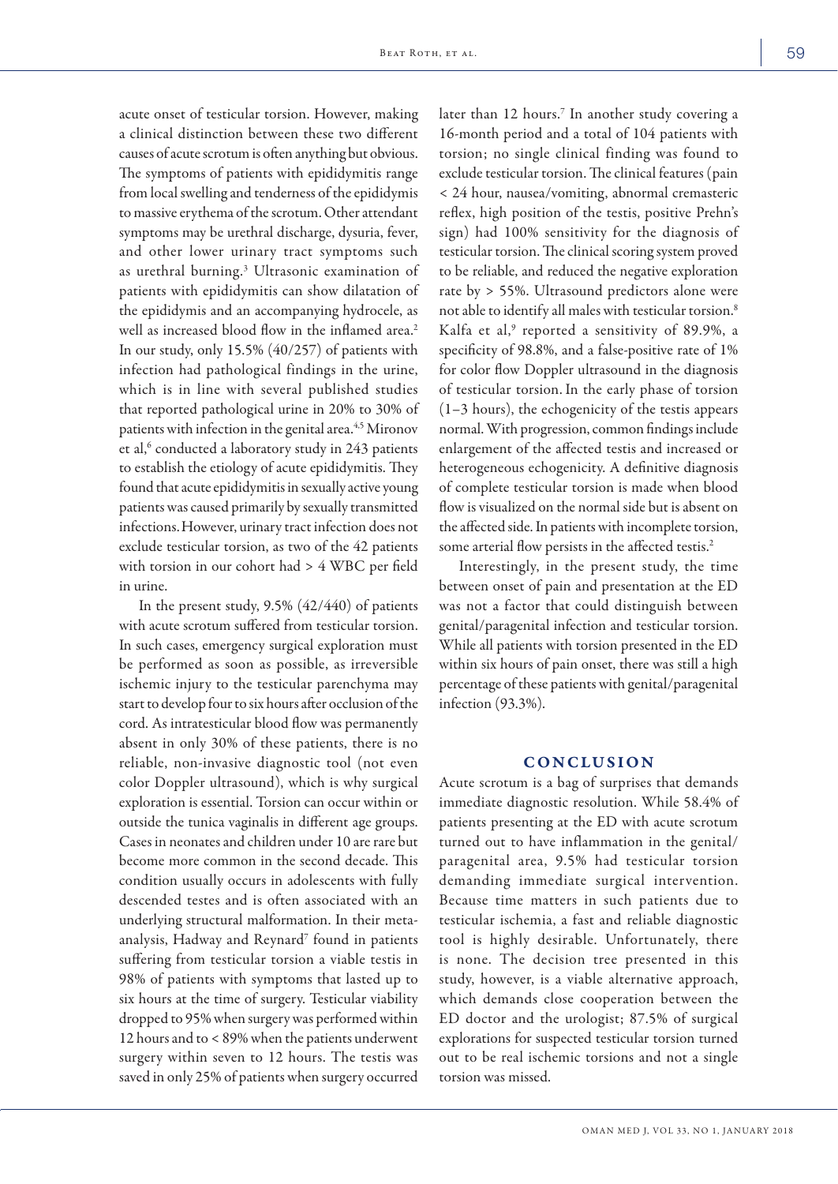acute onset of testicular torsion. However, making a clinical distinction between these two different causes of acute scrotum is often anything but obvious. The symptoms of patients with epididymitis range from local swelling and tenderness of the epididymis to massive erythema of the scrotum. Other attendant symptoms may be urethral discharge, dysuria, fever, and other lower urinary tract symptoms such as urethral burning.[3] Ultrasonic examination of patients with epididymitis can show dilatation of the epididymis and an accompanying hydrocele, as well as increased blood flow in the inflamed area.[2] In our study, only 15.5% (40/257) of patients with infection had pathological findings in the urine, which is in line with several published studies that reported pathological urine in 20% to 30% of patients with infection in the genital area.[4,5] Mironov et al,[6] conducted a laboratory study in 243 patients to establish the etiology of acute epididymitis. They found that acute epididymitis in sexually active young patients was caused primarily by sexually transmitted infections. However, urinary tract infection does not exclude testicular torsion, as two of the 42 patients with torsion in our cohort had > 4 WBC per field in urine.

In the present study, 9.5% (42/440) of patients with acute scrotum suffered from testicular torsion. In such cases, emergency surgical exploration must be performed as soon as possible, as irreversible ischemic injury to the testicular parenchyma may start to develop four to six hours after occlusion of the cord. As intratesticular blood flow was permanently absent in only 30% of these patients, there is no reliable, non-invasive diagnostic tool (not even color Doppler ultrasound), which is why surgical exploration is essential. Torsion can occur within or outside the tunica vaginalis in different age groups. Cases in neonates and children under 10 are rare but become more common in the second decade. This condition usually occurs in adolescents with fully descended testes and is often associated with an underlying structural malformation. In their meta-analysis, Hadway and Reynard[7] found in patients suffering from testicular torsion a viable testis in 98% of patients with symptoms that lasted up to six hours at the time of surgery. Testicular viability dropped to 95% when surgery was performed within 12 hours and to < 89% when the patients underwent surgery within seven to 12 hours. The testis was saved in only 25% of patients when surgery occurred later than 12 hours.[7] In another study covering a 16-month period and a total of 104 patients with torsion; no single clinical finding was found to exclude testicular torsion. The clinical features (pain < 24 hour, nausea/vomiting, abnormal cremasteric reflex, high position of the testis, positive Prehn's sign) had 100% sensitivity for the diagnosis of testicular torsion. The clinical scoring system proved to be reliable, and reduced the negative exploration rate by > 55%. Ultrasound predictors alone were not able to identify all males with testicular torsion.[8] Kalfa et al,[9] reported a sensitivity of 89.9%, a specificity of 98.8%, and a false-positive rate of 1% for color flow Doppler ultrasound in the diagnosis of testicular torsion. In the early phase of torsion (1–3 hours), the echogenicity of the testis appears normal. With progression, common findings include enlargement of the affected testis and increased or heterogeneous echogenicity. A definitive diagnosis of complete testicular torsion is made when blood flow is visualized on the normal side but is absent on the affected side. In patients with incomplete torsion, some arterial flow persists in the affected testis.[2]

Interestingly, in the present study, the time between onset of pain and presentation at the ED was not a factor that could distinguish between genital/paragenital infection and testicular torsion. While all patients with torsion presented in the ED within six hours of pain onset, there was still a high percentage of these patients with genital/paragenital infection (93.3%).

## CONCLUSION

Acute scrotum is a bag of surprises that demands immediate diagnostic resolution. While 58.4% of patients presenting at the ED with acute scrotum turned out to have inflammation in the genital/paragenital area, 9.5% had testicular torsion demanding immediate surgical intervention. Because time matters in such patients due to testicular ischemia, a fast and reliable diagnostic tool is highly desirable. Unfortunately, there is none. The decision tree presented in this study, however, is a viable alternative approach, which demands close cooperation between the ED doctor and the urologist; 87.5% of surgical explorations for suspected testicular torsion turned out to be real ischemic torsions and not a single torsion was missed.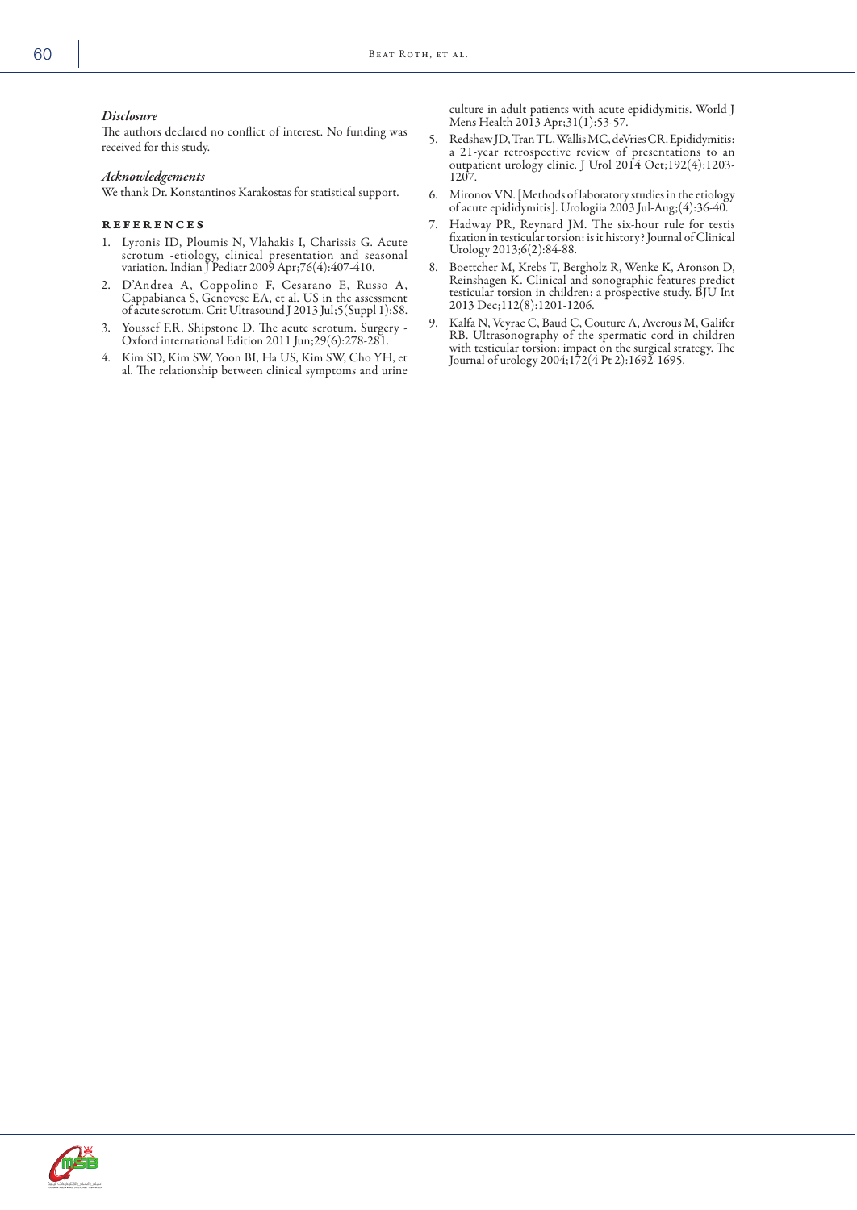### *Disclosure*

The authors declared no conflict of interest. No funding was received for this study.

### *Acknowledgements*

We thank Dr. Konstantinos Karakostas for statistical support.

## references

1. Lyronis ID, Ploumis N, Vlahakis I, Charissis G. Acute scrotum -etiology, clinical presentation and seasonal variation. Indian J Pediatr 2009 Apr;76(4):407-410.
2. D'Andrea A, Coppolino F, Cesarano E, Russo A, Cappabianca S, Genovese EA, et al. US in the assessment of acute scrotum. Crit Ultrasound J 2013 Jul;5(Suppl 1):S8.
3. Youssef F.R, Shipstone D. The acute scrotum. Surgery - Oxford international Edition 2011 Jun;29(6):278-281.
4. Kim SD, Kim SW, Yoon BI, Ha US, Kim SW, Cho YH, et al. The relationship between clinical symptoms and urine culture in adult patients with acute epididymitis. World J Mens Health 2013 Apr;31(1):53-57.
5. Redshaw JD, Tran TL, Wallis MC, deVries CR. Epididymitis: a 21-year retrospective review of presentations to an outpatient urology clinic. J Urol 2014 Oct;192(4):1203-1207.
6. Mironov VN. [Methods of laboratory studies in the etiology of acute epididymitis]. Urologiia 2003 Jul-Aug;(4):36-40.
7. Hadway PR, Reynard JM. The six-hour rule for testis fixation in testicular torsion: is it history? Journal of Clinical Urology 2013;6(2):84-88.
8. Boettcher M, Krebs T, Bergholz R, Wenke K, Aronson D, Reinshagen K. Clinical and sonographic features predict testicular torsion in children: a prospective study. BJU Int 2013 Dec;112(8):1201-1206.
9. Kalfa N, Veyrac C, Baud C, Couture A, Averous M, Galifer RB. Ultrasonography of the spermatic cord in children with testicular torsion: impact on the surgical strategy. The Journal of urology 2004;172(4 Pt 2):1692-1695.